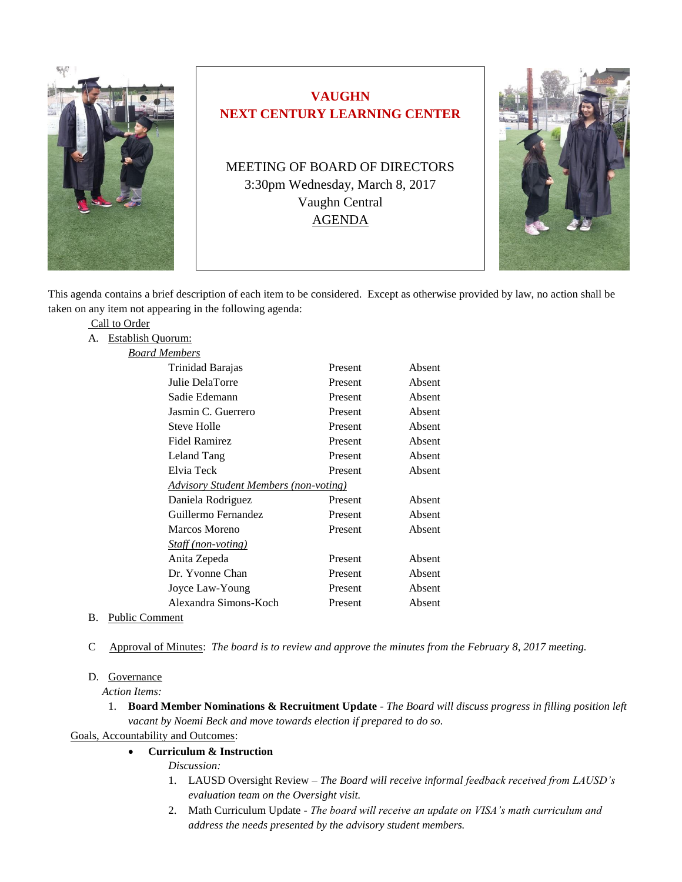# VAUGHN
# NEXT CENTURY LEARNING CENTER

MEETING OF BOARD OF DIRECTORS
3:30pm Wednesday, March 8, 2017
Vaughn Central
AGENDA

This agenda contains a brief description of each item to be considered. Except as otherwise provided by law, no action shall be taken on any item not appearing in the following agenda:

Call to Order

A. Establish Quorum:

*Board Members*

| | | |
|---|---|---|
| Trinidad Barajas | Present | Absent |
| Julie DelaTorre | Present | Absent |
| Sadie Edemann | Present | Absent |
| Jasmin C. Guerrero | Present | Absent |
| Steve Holle | Present | Absent |
| Fidel Ramirez | Present | Absent |
| Leland Tang | Present | Absent |
| Elvia Teck | Present | Absent |
| *Advisory Student Members (non-voting)* | | |
| Daniela Rodriguez | Present | Absent |
| Guillermo Fernandez | Present | Absent |
| Marcos Moreno | Present | Absent |
| *Staff (non-voting)* | | |
| Anita Zepeda | Present | Absent |
| Dr. Yvonne Chan | Present | Absent |
| Joyce Law-Young | Present | Absent |
| Alexandra Simons-Koch | Present | Absent |

B. Public Comment

C. Approval of Minutes: *The board is to review and approve the minutes from the February 8, 2017 meeting.*

D. Governance

*Action Items:*

1. **Board Member Nominations & Recruitment Update** - *The Board will discuss progress in filling position left vacant by Noemi Beck and move towards election if prepared to do so.*

Goals, Accountability and Outcomes:

- **Curriculum & Instruction**

  *Discussion:*

  1. LAUSD Oversight Review – *The Board will receive informal feedback received from LAUSD's evaluation team on the Oversight visit.*
  2. Math Curriculum Update - *The board will receive an update on VISA's math curriculum and address the needs presented by the advisory student members.*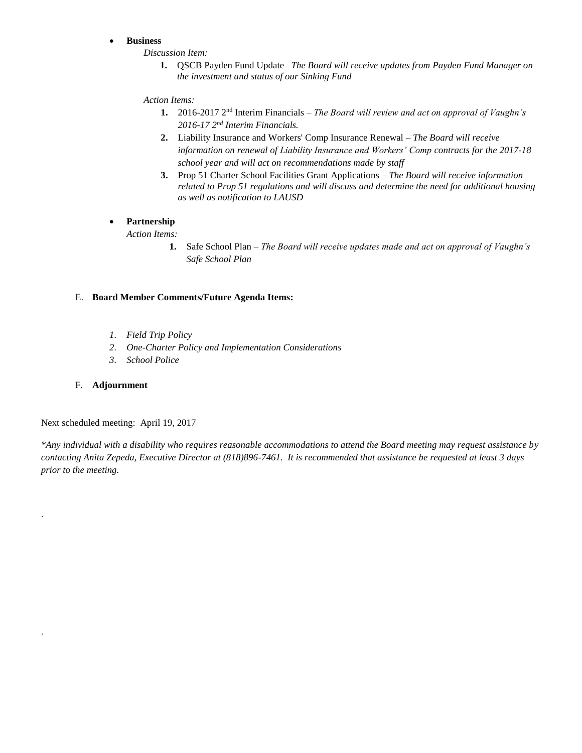- **Business**

  *Discussion Item:*

  1. QSCB Payden Fund Update– *The Board will receive updates from Payden Fund Manager on the investment and status of our Sinking Fund*

  *Action Items:*

  1. 2016-2017 2nd Interim Financials – *The Board will review and act on approval of Vaughn's 2016-17 2nd Interim Financials.*
  2. Liability Insurance and Workers' Comp Insurance Renewal – *The Board will receive information on renewal of Liability Insurance and Workers' Comp contracts for the 2017-18 school year and will act on recommendations made by staff*
  3. Prop 51 Charter School Facilities Grant Applications – *The Board will receive information related to Prop 51 regulations and will discuss and determine the need for additional housing as well as notification to LAUSD*

- **Partnership**

  *Action Items:*

  1. Safe School Plan – *The Board will receive updates made and act on approval of Vaughn's Safe School Plan*

E. **Board Member Comments/Future Agenda Items:**

1. *Field Trip Policy*
2. *One-Charter Policy and Implementation Considerations*
3. *School Police*

F. **Adjournment**

Next scheduled meeting: April 19, 2017

*\*Any individual with a disability who requires reasonable accommodations to attend the Board meeting may request assistance by contacting Anita Zepeda, Executive Director at (818)896-7461. It is recommended that assistance be requested at least 3 days prior to the meeting.*

.

.